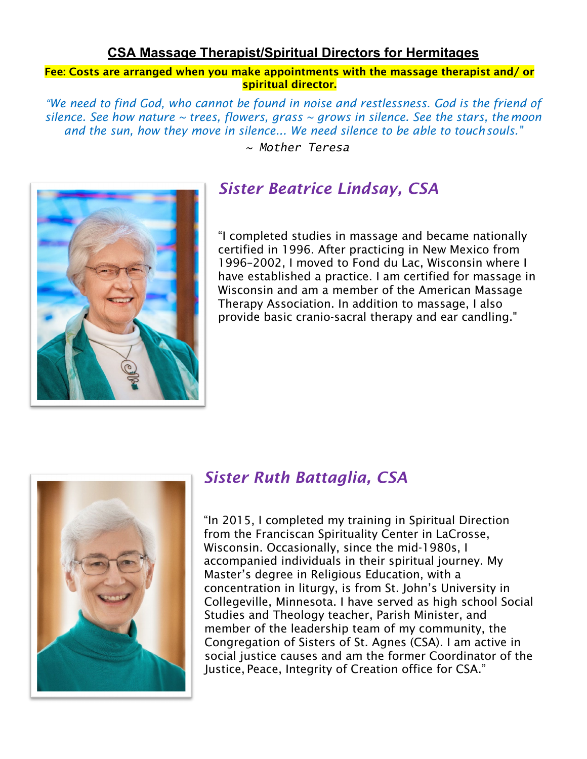## CSA Massage Therapist/Spiritual Directors for Hermitages

**Fee: Costs are arranged when you make appointments with the massage therapist and/ or spiritual director.**

*"We need to find God, who cannot be found in noise and restlessness. God is the friend of silence. See how nature ~ trees, flowers, grass ~ grows in silence. See the stars, the moon and the sun, how they move in silence... We need silence to be able to touch souls."*

~ *Mother Teresa*

### *Sister Beatrice Lindsay, CSA*

"I completed studies in massage and became nationally certified in 1996. After practicing in New Mexico from 1996–2002, I moved to Fond du Lac, Wisconsin where I have established a practice. I am certified for massage in Wisconsin and am a member of the American Massage Therapy Association. In addition to massage, I also provide basic cranio-sacral therapy and ear candling."

### *Sister Ruth Battaglia, CSA*

"In 2015, I completed my training in Spiritual Direction from the Franciscan Spirituality Center in LaCrosse, Wisconsin. Occasionally, since the mid-1980s, I accompanied individuals in their spiritual journey. My Master's degree in Religious Education, with a concentration in liturgy, is from St. John's University in Collegeville, Minnesota. I have served as high school Social Studies and Theology teacher, Parish Minister, and member of the leadership team of my community, the Congregation of Sisters of St. Agnes (CSA). I am active in social justice causes and am the former Coordinator of the Justice, Peace, Integrity of Creation office for CSA."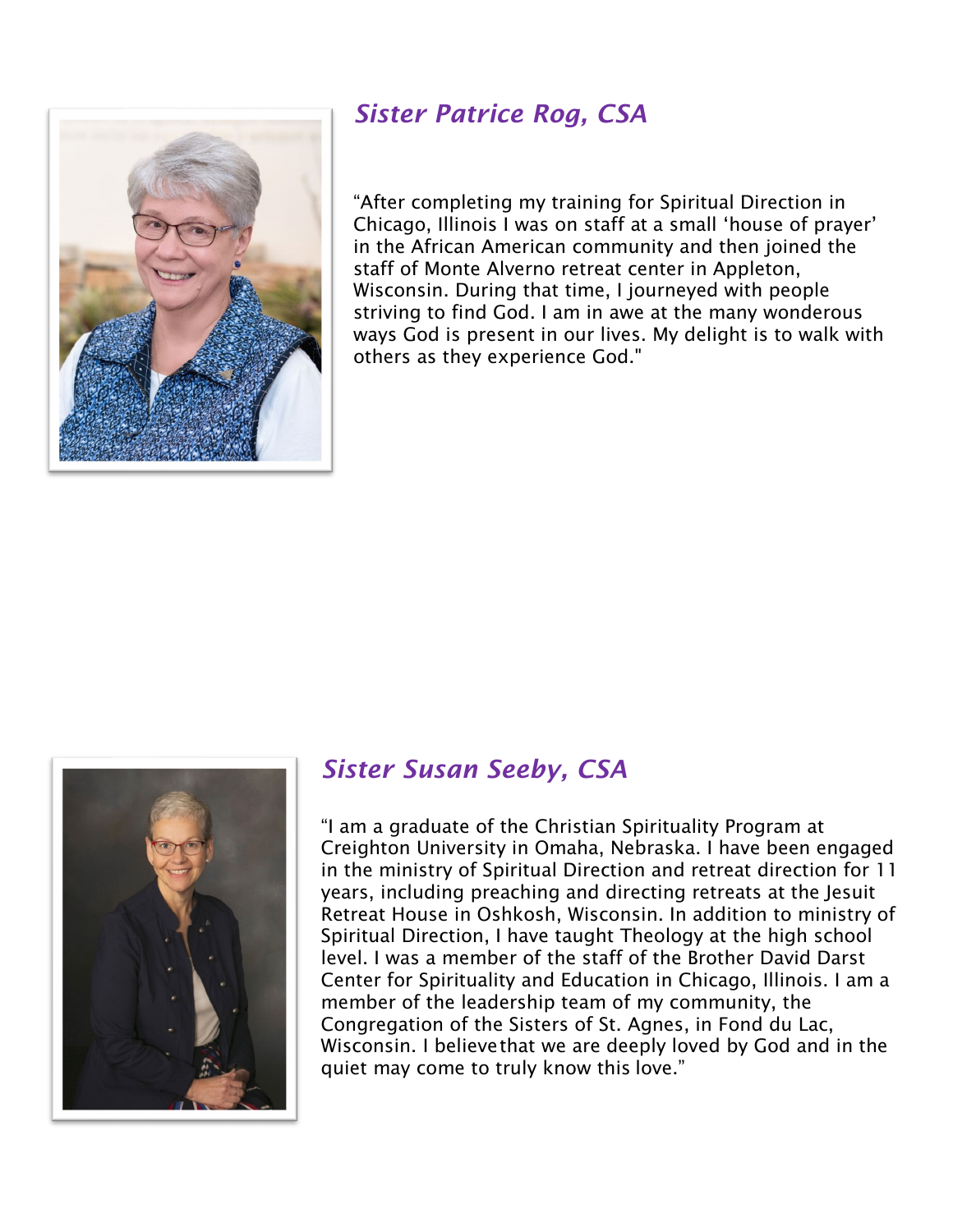### *Sister Patrice Rog, CSA*

"After completing my training for Spiritual Direction in Chicago, Illinois I was on staff at a small 'house of prayer' in the African American community and then joined the staff of Monte Alverno retreat center in Appleton, Wisconsin. During that time, I journeyed with people striving to find God. I am in awe at the many wonderous ways God is present in our lives. My delight is to walk with others as they experience God."

### *Sister Susan Seeby, CSA*

"I am a graduate of the Christian Spirituality Program at Creighton University in Omaha, Nebraska. I have been engaged in the ministry of Spiritual Direction and retreat direction for 11 years, including preaching and directing retreats at the Jesuit Retreat House in Oshkosh, Wisconsin. In addition to ministry of Spiritual Direction, I have taught Theology at the high school level. I was a member of the staff of the Brother David Darst Center for Spirituality and Education in Chicago, Illinois. I am a member of the leadership team of my community, the Congregation of the Sisters of St. Agnes, in Fond du Lac, Wisconsin. I believe that we are deeply loved by God and in the quiet may come to truly know this love."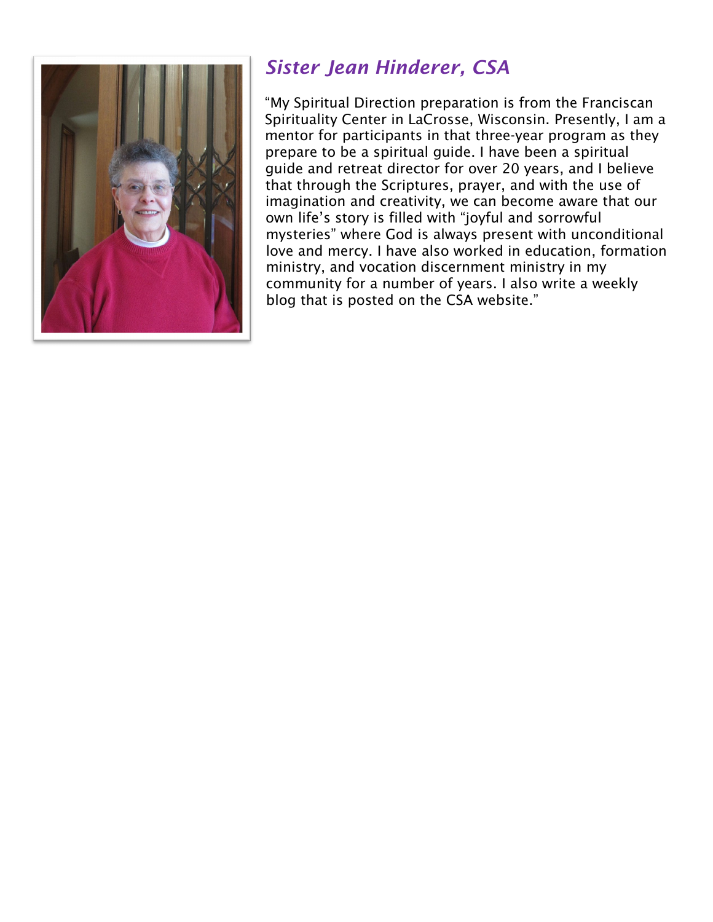## *Sister Jean Hinderer, CSA*

"My Spiritual Direction preparation is from the Franciscan Spirituality Center in LaCrosse, Wisconsin. Presently, I am a mentor for participants in that three-year program as they prepare to be a spiritual guide. I have been a spiritual guide and retreat director for over 20 years, and I believe that through the Scriptures, prayer, and with the use of imagination and creativity, we can become aware that our own life's story is filled with "joyful and sorrowful mysteries" where God is always present with unconditional love and mercy. I have also worked in education, formation ministry, and vocation discernment ministry in my community for a number of years. I also write a weekly blog that is posted on the CSA website."